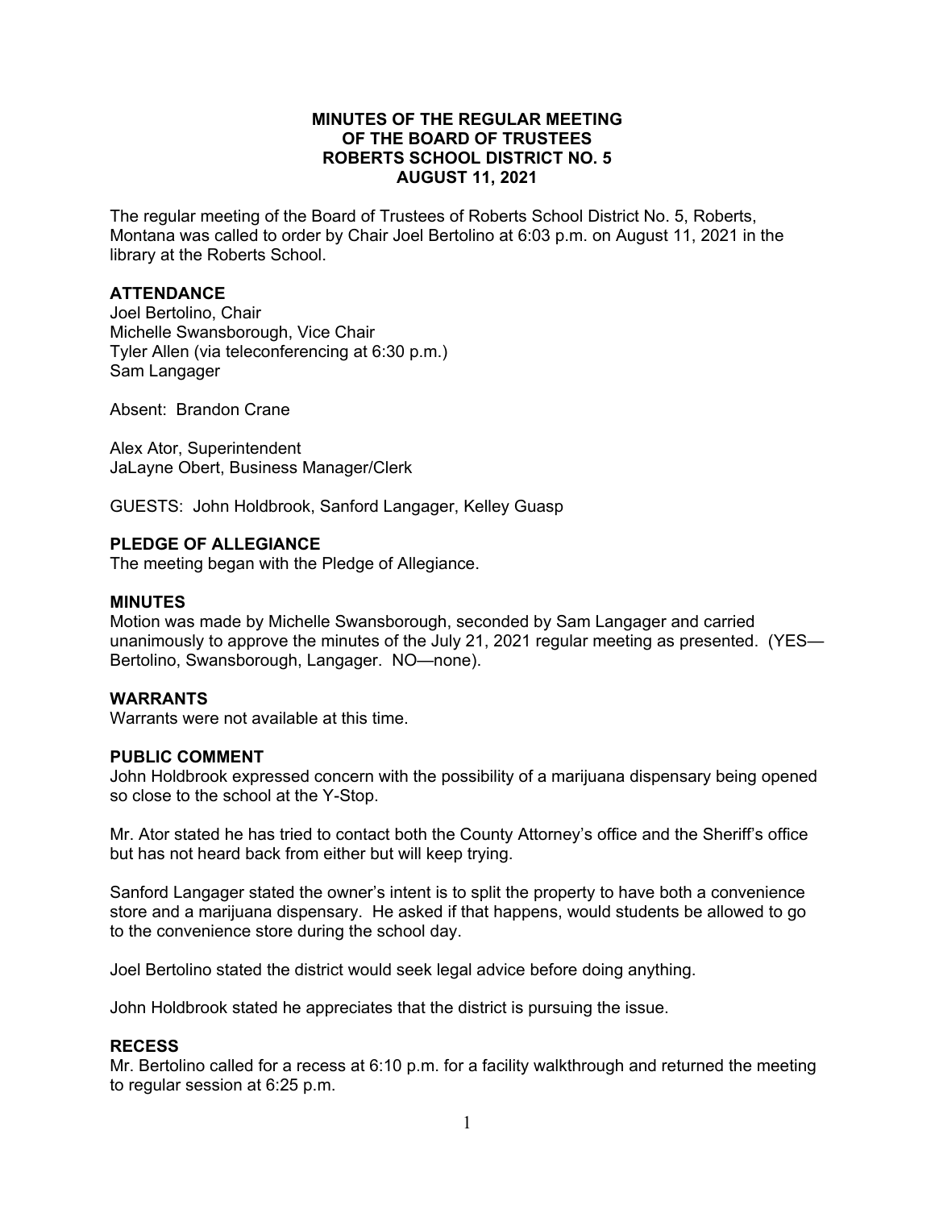# MINUTES OF THE REGULAR MEETING OF THE BOARD OF TRUSTEES ROBERTS SCHOOL DISTRICT NO. 5 AUGUST 11, 2021

The regular meeting of the Board of Trustees of Roberts School District No. 5, Roberts, Montana was called to order by Chair Joel Bertolino at 6:03 p.m. on August 11, 2021 in the library at the Roberts School.

## ATTENDANCE

Joel Bertolino, Chair
Michelle Swansborough, Vice Chair
Tyler Allen (via teleconferencing at 6:30 p.m.)
Sam Langager

Absent: Brandon Crane

Alex Ator, Superintendent
JaLayne Obert, Business Manager/Clerk

GUESTS: John Holdbrook, Sanford Langager, Kelley Guasp

## PLEDGE OF ALLEGIANCE

The meeting began with the Pledge of Allegiance.

## MINUTES

Motion was made by Michelle Swansborough, seconded by Sam Langager and carried unanimously to approve the minutes of the July 21, 2021 regular meeting as presented. (YES—Bertolino, Swansborough, Langager. NO—none).

## WARRANTS

Warrants were not available at this time.

## PUBLIC COMMENT

John Holdbrook expressed concern with the possibility of a marijuana dispensary being opened so close to the school at the Y-Stop.

Mr. Ator stated he has tried to contact both the County Attorney's office and the Sheriff's office but has not heard back from either but will keep trying.

Sanford Langager stated the owner's intent is to split the property to have both a convenience store and a marijuana dispensary. He asked if that happens, would students be allowed to go to the convenience store during the school day.

Joel Bertolino stated the district would seek legal advice before doing anything.

John Holdbrook stated he appreciates that the district is pursuing the issue.

## RECESS

Mr. Bertolino called for a recess at 6:10 p.m. for a facility walkthrough and returned the meeting to regular session at 6:25 p.m.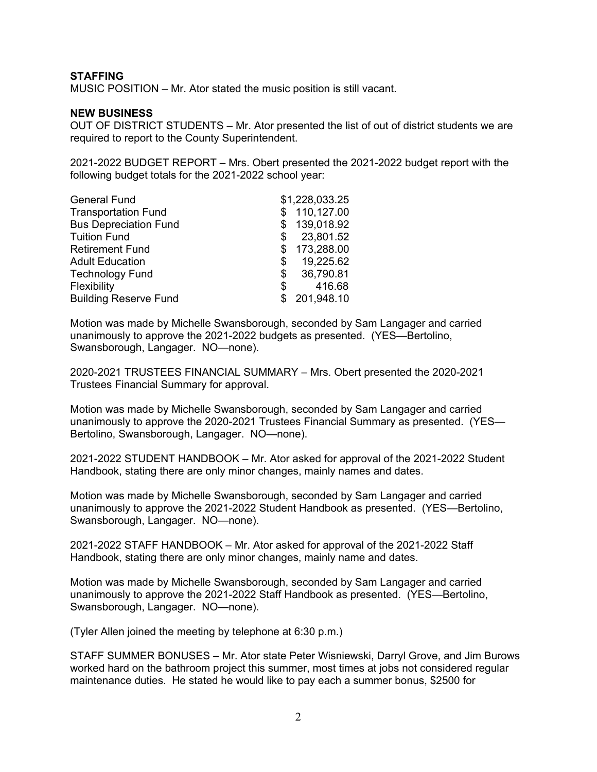**STAFFING**

MUSIC POSITION – Mr. Ator stated the music position is still vacant.

**NEW BUSINESS**

OUT OF DISTRICT STUDENTS – Mr. Ator presented the list of out of district students we are required to report to the County Superintendent.

2021-2022 BUDGET REPORT – Mrs. Obert presented the 2021-2022 budget report with the following budget totals for the 2021-2022 school year:

| Fund | Amount |
| --- | --- |
| General Fund | $1,228,033.25 |
| Transportation Fund | $ 110,127.00 |
| Bus Depreciation Fund | $ 139,018.92 |
| Tuition Fund | $ 23,801.52 |
| Retirement Fund | $ 173,288.00 |
| Adult Education | $ 19,225.62 |
| Technology Fund | $ 36,790.81 |
| Flexibility | $ 416.68 |
| Building Reserve Fund | $ 201,948.10 |

Motion was made by Michelle Swansborough, seconded by Sam Langager and carried unanimously to approve the 2021-2022 budgets as presented. (YES—Bertolino, Swansborough, Langager. NO—none).

2020-2021 TRUSTEES FINANCIAL SUMMARY – Mrs. Obert presented the 2020-2021 Trustees Financial Summary for approval.

Motion was made by Michelle Swansborough, seconded by Sam Langager and carried unanimously to approve the 2020-2021 Trustees Financial Summary as presented. (YES—Bertolino, Swansborough, Langager. NO—none).

2021-2022 STUDENT HANDBOOK – Mr. Ator asked for approval of the 2021-2022 Student Handbook, stating there are only minor changes, mainly names and dates.

Motion was made by Michelle Swansborough, seconded by Sam Langager and carried unanimously to approve the 2021-2022 Student Handbook as presented. (YES—Bertolino, Swansborough, Langager. NO—none).

2021-2022 STAFF HANDBOOK – Mr. Ator asked for approval of the 2021-2022 Staff Handbook, stating there are only minor changes, mainly name and dates.

Motion was made by Michelle Swansborough, seconded by Sam Langager and carried unanimously to approve the 2021-2022 Staff Handbook as presented. (YES—Bertolino, Swansborough, Langager. NO—none).

(Tyler Allen joined the meeting by telephone at 6:30 p.m.)

STAFF SUMMER BONUSES – Mr. Ator state Peter Wisniewski, Darryl Grove, and Jim Burows worked hard on the bathroom project this summer, most times at jobs not considered regular maintenance duties. He stated he would like to pay each a summer bonus, $2500 for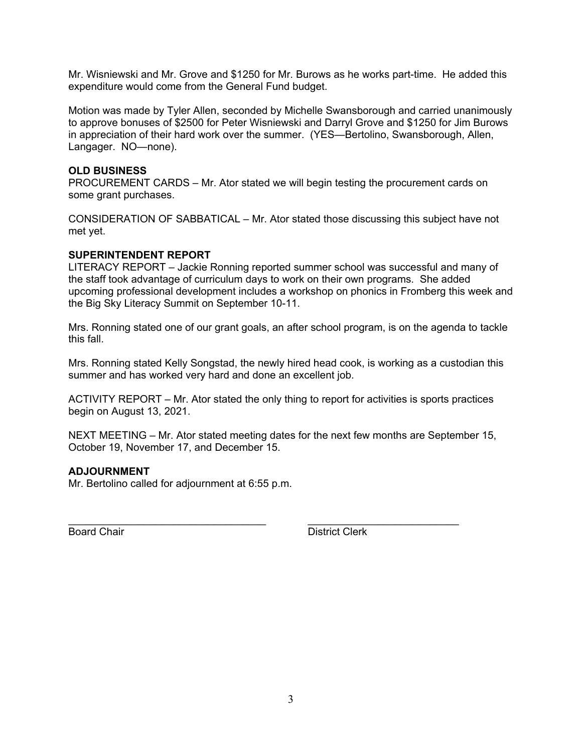Mr. Wisniewski and Mr. Grove and $1250 for Mr. Burows as he works part-time. He added this expenditure would come from the General Fund budget.

Motion was made by Tyler Allen, seconded by Michelle Swansborough and carried unanimously to approve bonuses of $2500 for Peter Wisniewski and Darryl Grove and $1250 for Jim Burows in appreciation of their hard work over the summer. (YES—Bertolino, Swansborough, Allen, Langager. NO—none).

**OLD BUSINESS**

PROCUREMENT CARDS – Mr. Ator stated we will begin testing the procurement cards on some grant purchases.

CONSIDERATION OF SABBATICAL – Mr. Ator stated those discussing this subject have not met yet.

**SUPERINTENDENT REPORT**

LITERACY REPORT – Jackie Ronning reported summer school was successful and many of the staff took advantage of curriculum days to work on their own programs. She added upcoming professional development includes a workshop on phonics in Fromberg this week and the Big Sky Literacy Summit on September 10-11.

Mrs. Ronning stated one of our grant goals, an after school program, is on the agenda to tackle this fall.

Mrs. Ronning stated Kelly Songstad, the newly hired head cook, is working as a custodian this summer and has worked very hard and done an excellent job.

ACTIVITY REPORT – Mr. Ator stated the only thing to report for activities is sports practices begin on August 13, 2021.

NEXT MEETING – Mr. Ator stated meeting dates for the next few months are September 15, October 19, November 17, and December 15.

**ADJOURNMENT**

Mr. Bertolino called for adjournment at 6:55 p.m.

\_\_\_\_\_\_\_\_\_\_\_\_\_\_\_\_\_\_\_\_\_\_\_\_\_\_\_\_\_\_\_\_\_\_\_ \_\_\_\_\_\_\_\_\_\_\_\_\_\_\_\_\_\_\_\_\_\_\_\_\_\_\_

Board Chair District Clerk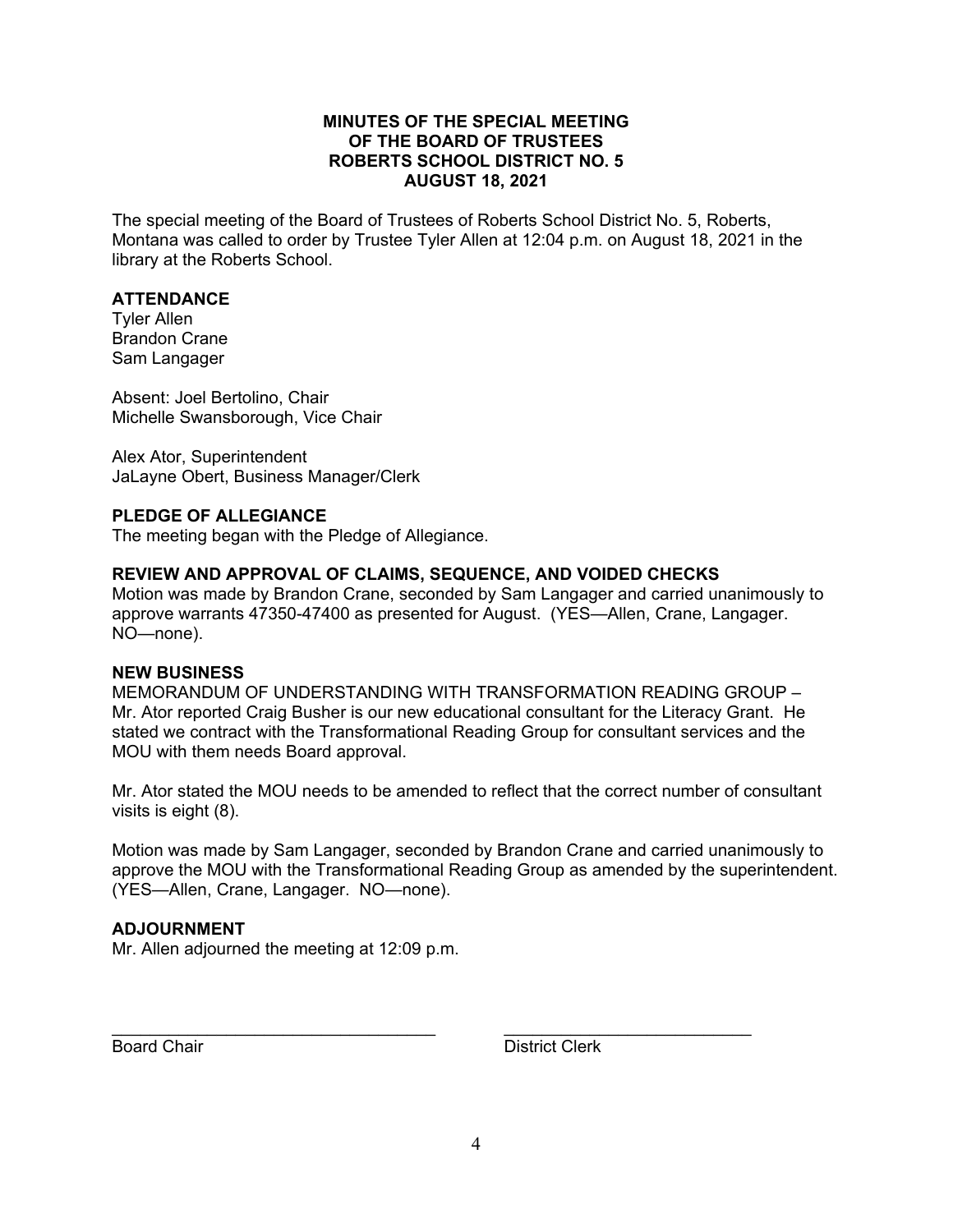**MINUTES OF THE SPECIAL MEETING**
**OF THE BOARD OF TRUSTEES**
**ROBERTS SCHOOL DISTRICT NO. 5**
**AUGUST 18, 2021**

The special meeting of the Board of Trustees of Roberts School District No. 5, Roberts, Montana was called to order by Trustee Tyler Allen at 12:04 p.m. on August 18, 2021 in the library at the Roberts School.

## ATTENDANCE

Tyler Allen
Brandon Crane
Sam Langager

Absent: Joel Bertolino, Chair
Michelle Swansborough, Vice Chair

Alex Ator, Superintendent
JaLayne Obert, Business Manager/Clerk

## PLEDGE OF ALLEGIANCE

The meeting began with the Pledge of Allegiance.

## REVIEW AND APPROVAL OF CLAIMS, SEQUENCE, AND VOIDED CHECKS

Motion was made by Brandon Crane, seconded by Sam Langager and carried unanimously to approve warrants 47350-47400 as presented for August. (YES—Allen, Crane, Langager. NO—none).

## NEW BUSINESS

MEMORANDUM OF UNDERSTANDING WITH TRANSFORMATION READING GROUP – Mr. Ator reported Craig Busher is our new educational consultant for the Literacy Grant. He stated we contract with the Transformational Reading Group for consultant services and the MOU with them needs Board approval.

Mr. Ator stated the MOU needs to be amended to reflect that the correct number of consultant visits is eight (8).

Motion was made by Sam Langager, seconded by Brandon Crane and carried unanimously to approve the MOU with the Transformational Reading Group as amended by the superintendent. (YES—Allen, Crane, Langager. NO—none).

## ADJOURNMENT

Mr. Allen adjourned the meeting at 12:09 p.m.

\_\_\_\_\_\_\_\_\_\_\_\_\_\_\_\_\_\_\_\_\_\_\_\_\_\_\_\_\_\_\_\_\_\_\_\_ &nbsp;&nbsp;&nbsp;&nbsp; \_\_\_\_\_\_\_\_\_\_\_\_\_\_\_\_\_\_\_\_\_\_\_\_\_\_\_\_

Board Chair &nbsp;&nbsp;&nbsp;&nbsp; District Clerk